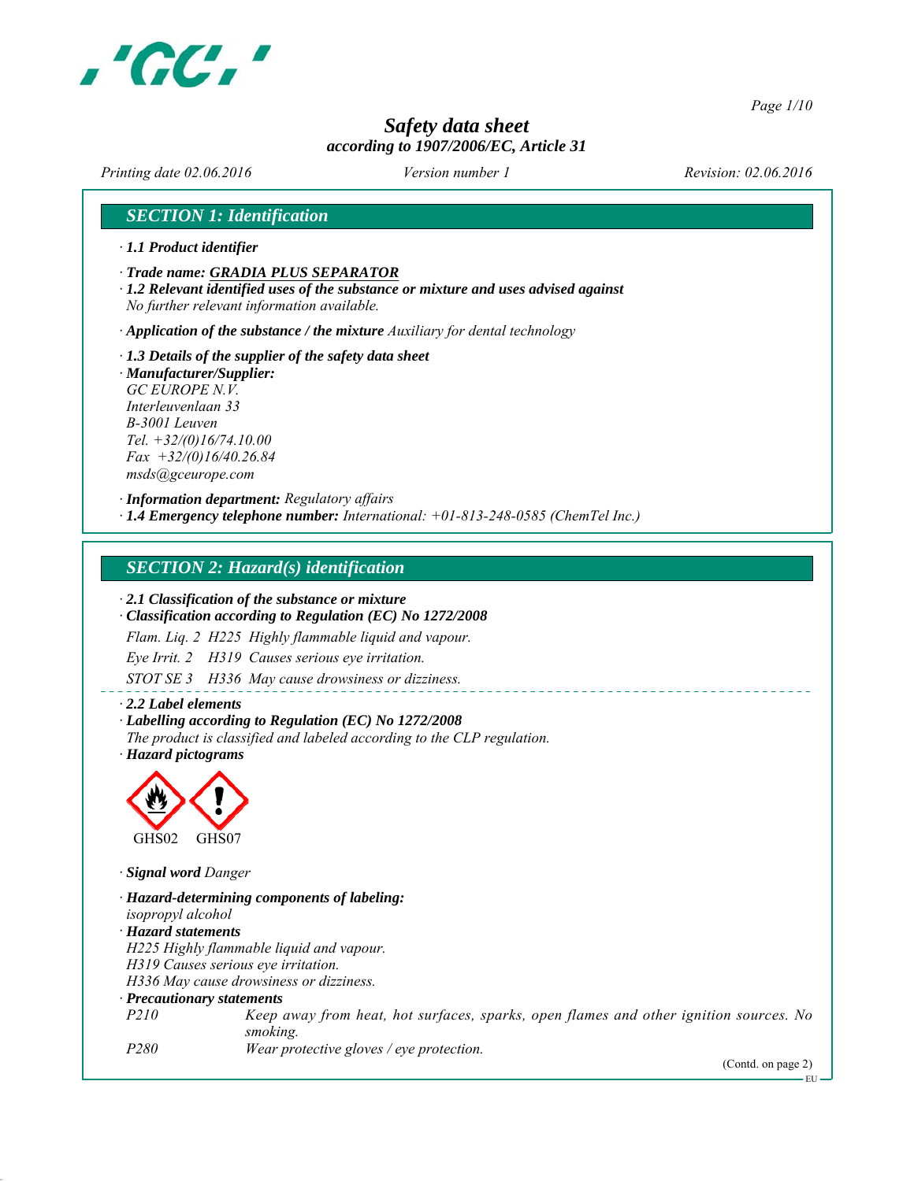# Safety data sheet
*according to 1907/2006/EC, Article 31*

*Printing date 02.06.2016* *Version number 1* *Revision: 02.06.2016*

## SECTION 1: Identification

· **1.1 Product identifier**

· **Trade name: GRADIA PLUS SEPARATOR**

· **1.2 Relevant identified uses of the substance or mixture and uses advised against**
*No further relevant information available.*

· **Application of the substance / the mixture** *Auxiliary for dental technology*

· **1.3 Details of the supplier of the safety data sheet**

· **Manufacturer/Supplier:**
*GC EUROPE N.V.*
*Interleuvenlaan 33*
*B-3001 Leuven*
*Tel. +32/(0)16/74.10.00*
*Fax +32/(0)16/40.26.84*
*msds@gceurope.com*

· **Information department:** *Regulatory affairs*

· **1.4 Emergency telephone number:** *International: +01-813-248-0585 (ChemTel Inc.)*

## SECTION 2: Hazard(s) identification

· **2.1 Classification of the substance or mixture**

· **Classification according to Regulation (EC) No 1272/2008**

*Flam. Liq. 2 H225 Highly flammable liquid and vapour.*

*Eye Irrit. 2 H319 Causes serious eye irritation.*

*STOT SE 3 H336 May cause drowsiness or dizziness.*

· **2.2 Label elements**

· **Labelling according to Regulation (EC) No 1272/2008**
*The product is classified and labeled according to the CLP regulation.*

· **Hazard pictograms**

GHS02 GHS07

· **Signal word** *Danger*

· **Hazard-determining components of labeling:**
*isopropyl alcohol*

· **Hazard statements**
*H225 Highly flammable liquid and vapour.*
*H319 Causes serious eye irritation.*
*H336 May cause drowsiness or dizziness.*

· **Precautionary statements**

| | |
|---|---|
| *P210* | *Keep away from heat, hot surfaces, sparks, open flames and other ignition sources. No smoking.* |
| *P280* | *Wear protective gloves / eye protection.* |

(Contd. on page 2)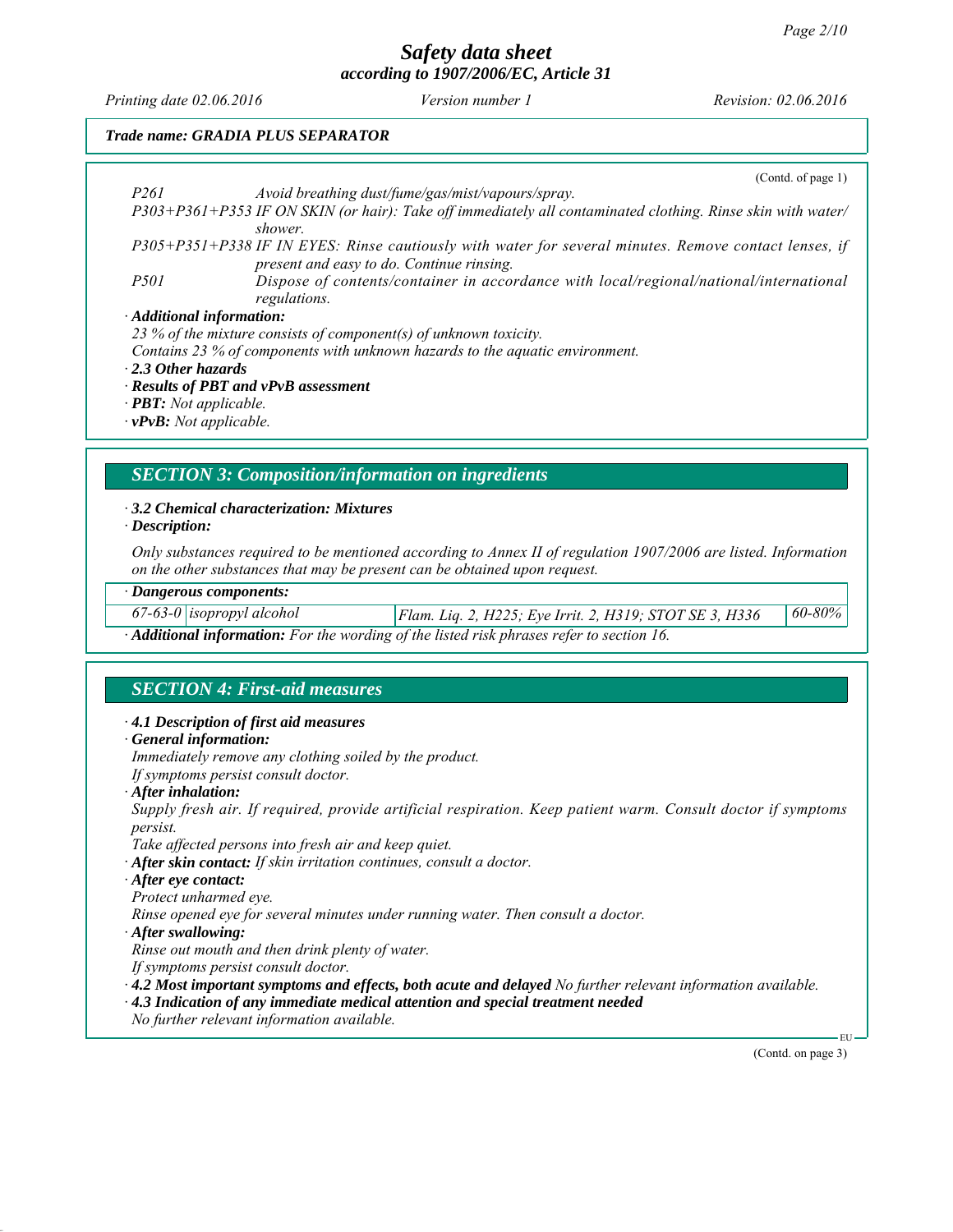(Contd. of page 1)

| | |
|---|---|
| P261 | Avoid breathing dust/fume/gas/mist/vapours/spray. |
| P303+P361+P353 | IF ON SKIN (or hair): Take off immediately all contaminated clothing. Rinse skin with water/shower. |
| P305+P351+P338 | IF IN EYES: Rinse cautiously with water for several minutes. Remove contact lenses, if present and easy to do. Continue rinsing. |
| P501 | Dispose of contents/container in accordance with local/regional/national/international regulations. |

· **Additional information:**
23 % of the mixture consists of component(s) of unknown toxicity.
Contains 23 % of components with unknown hazards to the aquatic environment.

· **2.3 Other hazards**
· **Results of PBT and vPvB assessment**
· **PBT:** Not applicable.
· **vPvB:** Not applicable.

## SECTION 3: Composition/information on ingredients

· **3.2 Chemical characterization: Mixtures**
· **Description:**

Only substances required to be mentioned according to Annex II of regulation 1907/2006 are listed. Information on the other substances that may be present can be obtained upon request.

· **Dangerous components:**

| | | | |
|---|---|---|---|
| 67-63-0 | isopropyl alcohol | Flam. Liq. 2, H225; Eye Irrit. 2, H319; STOT SE 3, H336 | 60-80% |

· **Additional information:** For the wording of the listed risk phrases refer to section 16.

## SECTION 4: First-aid measures

· **4.1 Description of first aid measures**
· **General information:**
Immediately remove any clothing soiled by the product.
If symptoms persist consult doctor.
· **After inhalation:**
Supply fresh air. If required, provide artificial respiration. Keep patient warm. Consult doctor if symptoms persist.
Take affected persons into fresh air and keep quiet.
· **After skin contact:** If skin irritation continues, consult a doctor.
· **After eye contact:**
Protect unharmed eye.
Rinse opened eye for several minutes under running water. Then consult a doctor.
· **After swallowing:**
Rinse out mouth and then drink plenty of water.
If symptoms persist consult doctor.
· **4.2 Most important symptoms and effects, both acute and delayed** No further relevant information available.
· **4.3 Indication of any immediate medical attention and special treatment needed**
No further relevant information available.

(Contd. on page 3)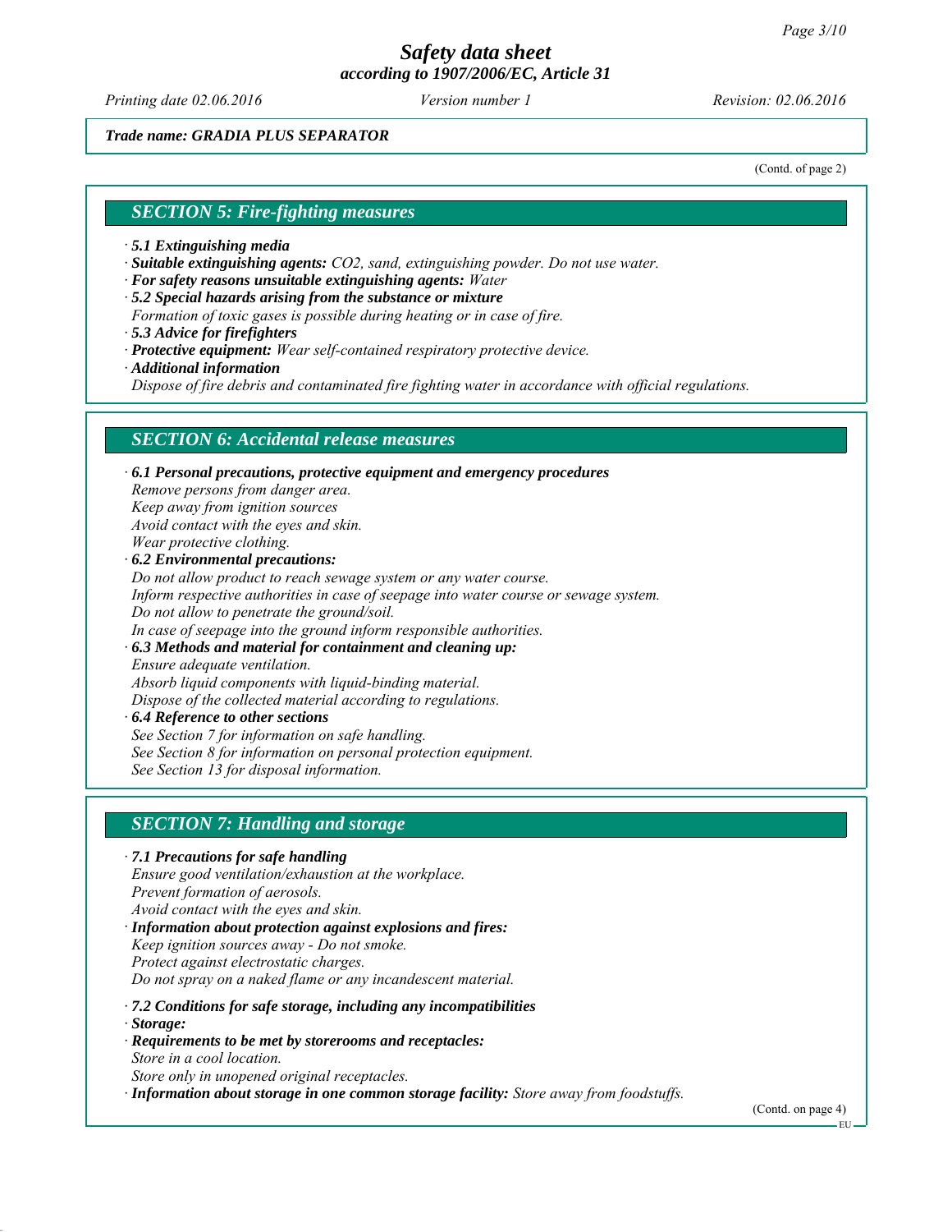Trade name: GRADIA PLUS SEPARATOR

(Contd. of page 2)

## SECTION 5: Fire-fighting measures

- **5.1 Extinguishing media**
- **Suitable extinguishing agents:** $CO_2$, sand, extinguishing powder. Do not use water.
- **For safety reasons unsuitable extinguishing agents:** Water
- **5.2 Special hazards arising from the substance or mixture**
  Formation of toxic gases is possible during heating or in case of fire.
- **5.3 Advice for firefighters**
- **Protective equipment:** Wear self-contained respiratory protective device.
- **Additional information**
  Dispose of fire debris and contaminated fire fighting water in accordance with official regulations.

## SECTION 6: Accidental release measures

- **6.1 Personal precautions, protective equipment and emergency procedures**
  Remove persons from danger area.
  Keep away from ignition sources
  Avoid contact with the eyes and skin.
  Wear protective clothing.
- **6.2 Environmental precautions:**
  Do not allow product to reach sewage system or any water course.
  Inform respective authorities in case of seepage into water course or sewage system.
  Do not allow to penetrate the ground/soil.
  In case of seepage into the ground inform responsible authorities.
- **6.3 Methods and material for containment and cleaning up:**
  Ensure adequate ventilation.
  Absorb liquid components with liquid-binding material.
  Dispose of the collected material according to regulations.
- **6.4 Reference to other sections**
  See Section 7 for information on safe handling.
  See Section 8 for information on personal protection equipment.
  See Section 13 for disposal information.

## SECTION 7: Handling and storage

- **7.1 Precautions for safe handling**
  Ensure good ventilation/exhaustion at the workplace.
  Prevent formation of aerosols.
  Avoid contact with the eyes and skin.
- **Information about protection against explosions and fires:**
  Keep ignition sources away - Do not smoke.
  Protect against electrostatic charges.
  Do not spray on a naked flame or any incandescent material.

- **7.2 Conditions for safe storage, including any incompatibilities**
- **Storage:**
- **Requirements to be met by storerooms and receptacles:**
  Store in a cool location.
  Store only in unopened original receptacles.
- **Information about storage in one common storage facility:** Store away from foodstuffs.

(Contd. on page 4)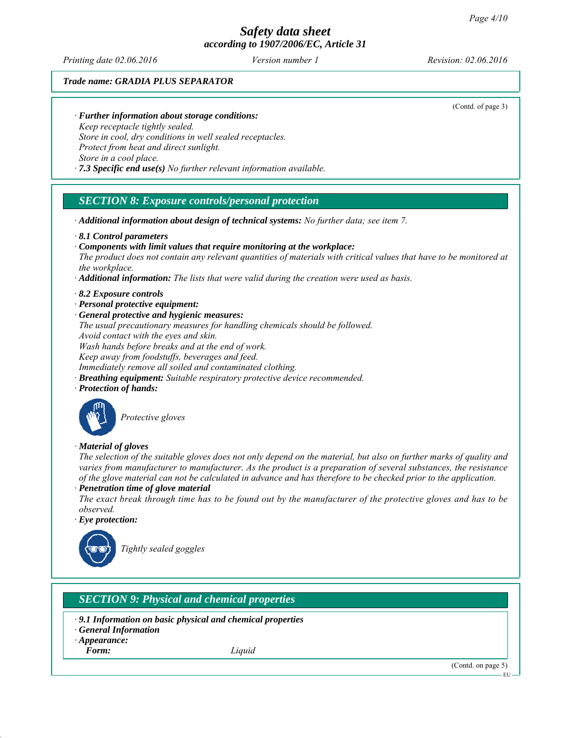Trade name: GRADIA PLUS SEPARATOR

(Contd. of page 3)

· **Further information about storage conditions:**
Keep receptacle tightly sealed.
Store in cool, dry conditions in well sealed receptacles.
Protect from heat and direct sunlight.
Store in a cool place.

· **7.3 Specific end use(s)** No further relevant information available.

## SECTION 8: Exposure controls/personal protection

· **Additional information about design of technical systems:** No further data; see item 7.

· **8.1 Control parameters**

· **Components with limit values that require monitoring at the workplace:**
The product does not contain any relevant quantities of materials with critical values that have to be monitored at the workplace.

· **Additional information:** The lists that were valid during the creation were used as basis.

· **8.2 Exposure controls**

· **Personal protective equipment:**

· **General protective and hygienic measures:**
The usual precautionary measures for handling chemicals should be followed.
Avoid contact with the eyes and skin.
Wash hands before breaks and at the end of work.
Keep away from foodstuffs, beverages and feed.
Immediately remove all soiled and contaminated clothing.

· **Breathing equipment:** Suitable respiratory protective device recommended.

· **Protection of hands:**

Protective gloves

· **Material of gloves**
The selection of the suitable gloves does not only depend on the material, but also on further marks of quality and varies from manufacturer to manufacturer. As the product is a preparation of several substances, the resistance of the glove material can not be calculated in advance and has therefore to be checked prior to the application.

· **Penetration time of glove material**
The exact break through time has to be found out by the manufacturer of the protective gloves and has to be observed.

· **Eye protection:**

Tightly sealed goggles

## SECTION 9: Physical and chemical properties

· **9.1 Information on basic physical and chemical properties**

· **General Information**

· **Appearance:**

**Form:** Liquid

(Contd. on page 5)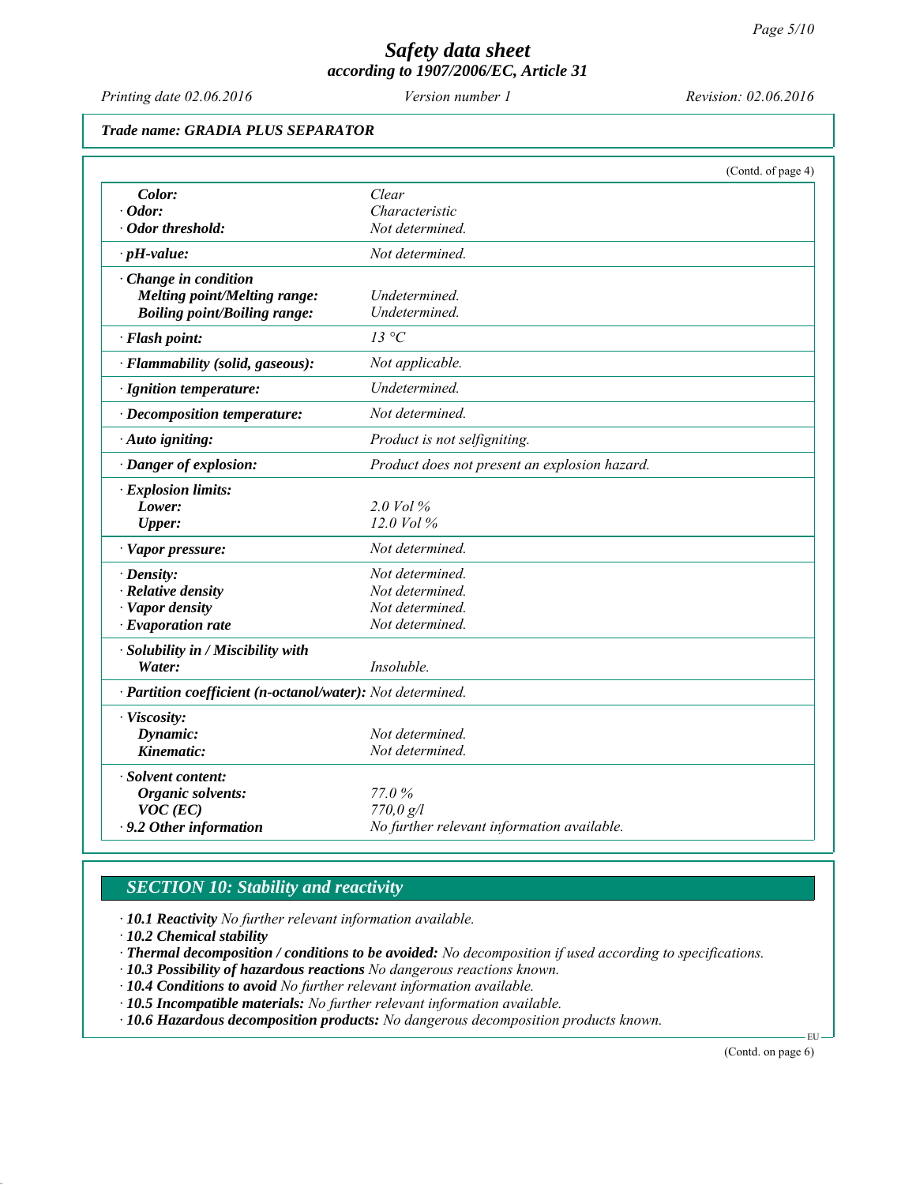# Safety data sheet
## according to 1907/2006/EC, Article 31

Printing date 02.06.2016 Version number 1 Revision: 02.06.2016

**Trade name: GRADIA PLUS SEPARATOR**

(Contd. of page 4)

| | |
|---|---|
| **Color:** | Clear |
| **· Odor:** | Characteristic |
| **· Odor threshold:** | Not determined. |
| **· pH-value:** | Not determined. |
| **· Change in condition** | |
| **Melting point/Melting range:** | Undetermined. |
| **Boiling point/Boiling range:** | Undetermined. |
| **· Flash point:** | 13 °C |
| **· Flammability (solid, gaseous):** | Not applicable. |
| **· Ignition temperature:** | Undetermined. |
| **· Decomposition temperature:** | Not determined. |
| **· Auto igniting:** | Product is not selfigniting. |
| **· Danger of explosion:** | Product does not present an explosion hazard. |
| **· Explosion limits:** | |
| **Lower:** | 2.0 Vol % |
| **Upper:** | 12.0 Vol % |
| **· Vapor pressure:** | Not determined. |
| **· Density:** | Not determined. |
| **· Relative density** | Not determined. |
| **· Vapor density** | Not determined. |
| **· Evaporation rate** | Not determined. |
| **· Solubility in / Miscibility with** | |
| **Water:** | Insoluble. |
| **· Partition coefficient (n-octanol/water):** | Not determined. |
| **· Viscosity:** | |
| **Dynamic:** | Not determined. |
| **Kinematic:** | Not determined. |
| **· Solvent content:** | |
| **Organic solvents:** | 77.0 % |
| **VOC (EC)** | 770,0 g/l |
| **· 9.2 Other information** | No further relevant information available. |

## SECTION 10: Stability and reactivity

· **10.1 Reactivity** No further relevant information available.
· **10.2 Chemical stability**
· **Thermal decomposition / conditions to be avoided:** No decomposition if used according to specifications.
· **10.3 Possibility of hazardous reactions** No dangerous reactions known.
· **10.4 Conditions to avoid** No further relevant information available.
· **10.5 Incompatible materials:** No further relevant information available.
· **10.6 Hazardous decomposition products:** No dangerous decomposition products known.

(Contd. on page 6)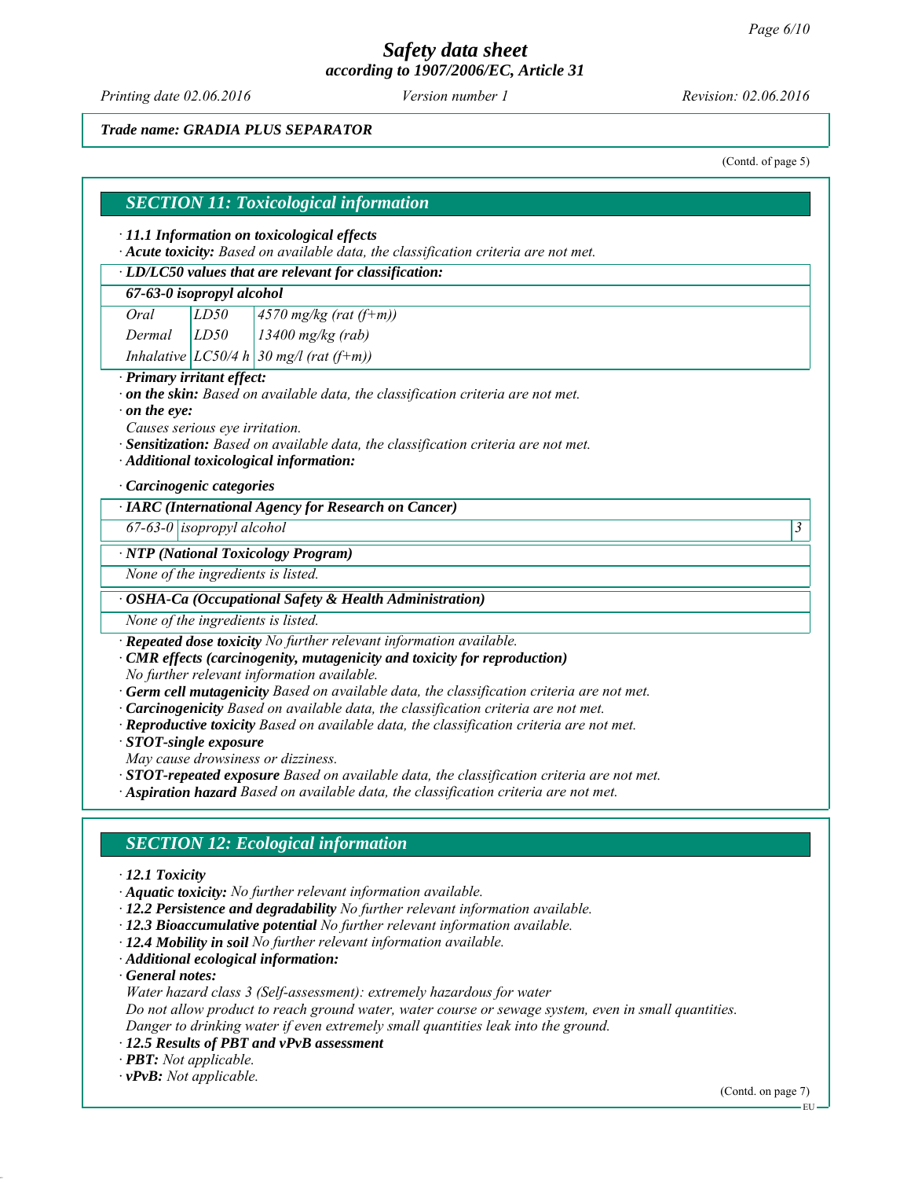*Trade name: GRADIA PLUS SEPARATOR*

(Contd. of page 5)

## SECTION 11: Toxicological information

· **11.1 Information on toxicological effects**
· **Acute toxicity:** Based on available data, the classification criteria are not met.

· **LD/LC50 values that are relevant for classification:**

| **67-63-0 isopropyl alcohol** | | |
|---|---|---|
| Oral | LD50 | 4570 mg/kg (rat (f+m)) |
| Dermal | LD50 | 13400 mg/kg (rab) |
| Inhalative | LC50/4 h | 30 mg/l (rat (f+m)) |

· **Primary irritant effect:**
· **on the skin:** Based on available data, the classification criteria are not met.
· **on the eye:**
Causes serious eye irritation.
· **Sensitization:** Based on available data, the classification criteria are not met.
· **Additional toxicological information:**

· **Carcinogenic categories**

· **IARC (International Agency for Research on Cancer)**

| | | |
|---|---|---|
| 67-63-0 | isopropyl alcohol | 3 |

· **NTP (National Toxicology Program)**

None of the ingredients is listed.

· **OSHA-Ca (Occupational Safety & Health Administration)**

None of the ingredients is listed.

· **Repeated dose toxicity** No further relevant information available.
· **CMR effects (carcinogenity, mutagenicity and toxicity for reproduction)**
No further relevant information available.
· **Germ cell mutagenicity** Based on available data, the classification criteria are not met.
· **Carcinogenicity** Based on available data, the classification criteria are not met.
· **Reproductive toxicity** Based on available data, the classification criteria are not met.
· **STOT-single exposure**
May cause drowsiness or dizziness.
· **STOT-repeated exposure** Based on available data, the classification criteria are not met.
· **Aspiration hazard** Based on available data, the classification criteria are not met.

## SECTION 12: Ecological information

· **12.1 Toxicity**
· **Aquatic toxicity:** No further relevant information available.
· **12.2 Persistence and degradability** No further relevant information available.
· **12.3 Bioaccumulative potential** No further relevant information available.
· **12.4 Mobility in soil** No further relevant information available.
· **Additional ecological information:**
· **General notes:**
Water hazard class 3 (Self-assessment): extremely hazardous for water
Do not allow product to reach ground water, water course or sewage system, even in small quantities.
Danger to drinking water if even extremely small quantities leak into the ground.
· **12.5 Results of PBT and vPvB assessment**
· **PBT:** Not applicable.
· **vPvB:** Not applicable.

(Contd. on page 7)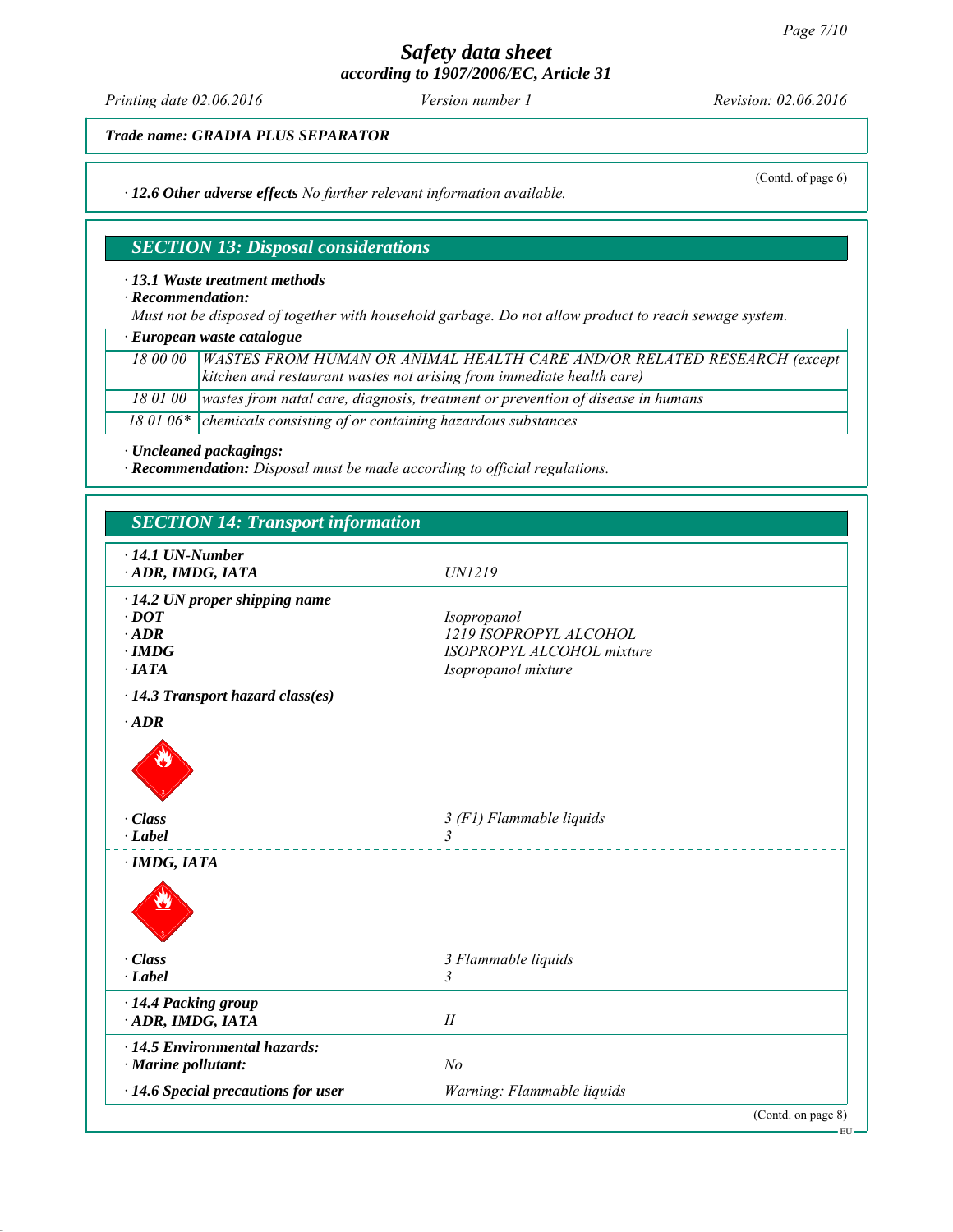Trade name: GRADIA PLUS SEPARATOR

(Contd. of page 6)

· **12.6 Other adverse effects** *No further relevant information available.*

## SECTION 13: Disposal considerations

· **13.1 Waste treatment methods**
· **Recommendation:**
*Must not be disposed of together with household garbage. Do not allow product to reach sewage system.*

· **European waste catalogue**

| | |
|---|---|
| 18 00 00 | WASTES FROM HUMAN OR ANIMAL HEALTH CARE AND/OR RELATED RESEARCH (except kitchen and restaurant wastes not arising from immediate health care) |
| 18 01 00 | wastes from natal care, diagnosis, treatment or prevention of disease in humans |
| 18 01 06* | chemicals consisting of or containing hazardous substances |

· **Uncleaned packagings:**
· **Recommendation:** *Disposal must be made according to official regulations.*

## SECTION 14: Transport information

| | |
|---|---|
| · **14.1 UN-Number** | |
| · **ADR, IMDG, IATA** | UN1219 |
| · **14.2 UN proper shipping name** | |
| · **DOT** | Isopropanol |
| · **ADR** | 1219 ISOPROPYL ALCOHOL |
| · **IMDG** | ISOPROPYL ALCOHOL mixture |
| · **IATA** | Isopropanol mixture |
| · **14.3 Transport hazard class(es)** | |
| · **ADR** | |
| · **Class** | 3 (F1) Flammable liquids |
| · **Label** | 3 |
| · **IMDG, IATA** | |
| · **Class** | 3 Flammable liquids |
| · **Label** | 3 |
| · **14.4 Packing group** | |
| · **ADR, IMDG, IATA** | II |
| · **14.5 Environmental hazards:** | |
| · **Marine pollutant:** | No |
| · **14.6 Special precautions for user** | Warning: Flammable liquids |

(Contd. on page 8)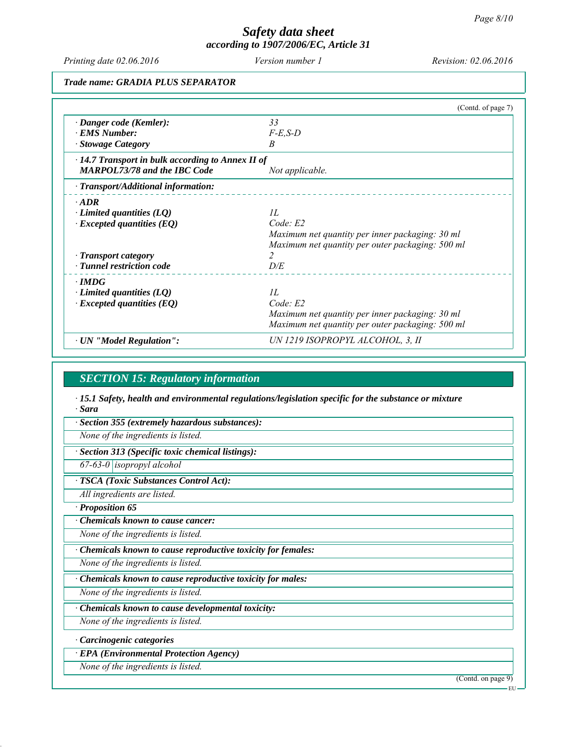Trade name: GRADIA PLUS SEPARATOR

(Contd. of page 7)

| | |
|---|---|
| · **Danger code (Kemler):** | 33 |
| · **EMS Number:** | F-E,S-D |
| · **Stowage Category** | B |
| · **14.7 Transport in bulk according to Annex II of MARPOL73/78 and the IBC Code** | Not applicable. |

· **Transport/Additional information:**

| | |
|---|---|
| · **ADR** | |
| · **Limited quantities (LQ)** | 1L |
| · **Excepted quantities (EQ)** | Code: E2<br>Maximum net quantity per inner packaging: 30 ml<br>Maximum net quantity per outer packaging: 500 ml |
| · **Transport category** | 2 |
| · **Tunnel restriction code** | D/E |
| · **IMDG** | |
| · **Limited quantities (LQ)** | 1L |
| · **Excepted quantities (EQ)** | Code: E2<br>Maximum net quantity per inner packaging: 30 ml<br>Maximum net quantity per outer packaging: 500 ml |
| · **UN "Model Regulation":** | UN 1219 ISOPROPYL ALCOHOL, 3, II |

## SECTION 15: Regulatory information

· **15.1 Safety, health and environmental regulations/legislation specific for the substance or mixture**

· **Sara**

· **Section 355 (extremely hazardous substances):**

None of the ingredients is listed.

· **Section 313 (Specific toxic chemical listings):**

| | |
|---|---|
| 67-63-0 | isopropyl alcohol |

· **TSCA (Toxic Substances Control Act):**

All ingredients are listed.

· **Proposition 65**

· **Chemicals known to cause cancer:**

None of the ingredients is listed.

· **Chemicals known to cause reproductive toxicity for females:**

None of the ingredients is listed.

· **Chemicals known to cause reproductive toxicity for males:**

None of the ingredients is listed.

· **Chemicals known to cause developmental toxicity:**

None of the ingredients is listed.

· **Carcinogenic categories**

· **EPA (Environmental Protection Agency)**

None of the ingredients is listed.

(Contd. on page 9)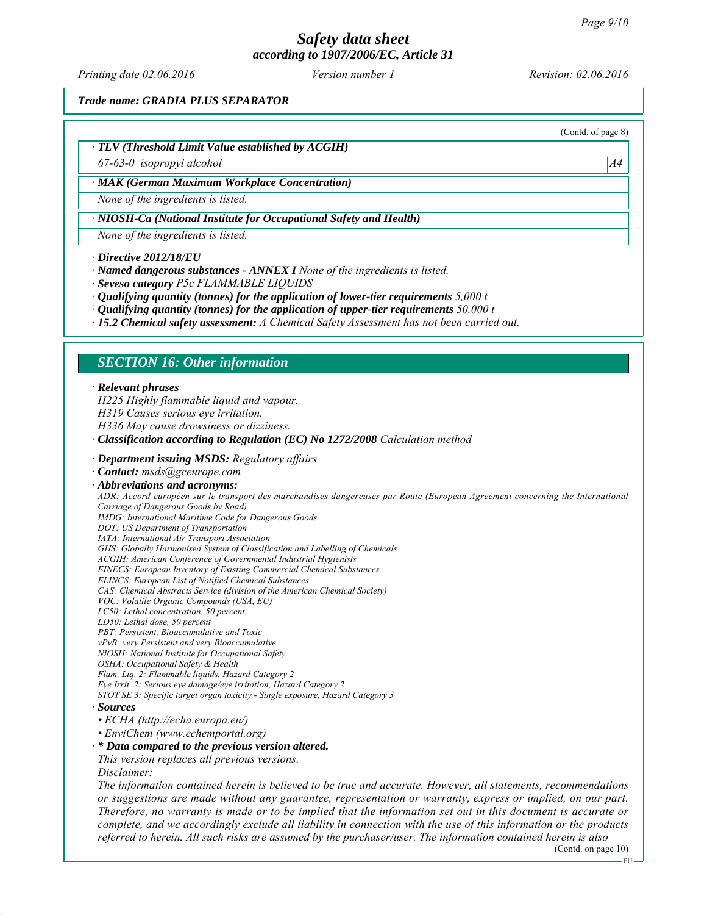**Trade name: GRADIA PLUS SEPARATOR**

(Contd. of page 8)

· **TLV (Threshold Limit Value established by ACGIH)**

| | | |
|---|---|---|
| 67-63-0 | isopropyl alcohol | A4 |

· **MAK (German Maximum Workplace Concentration)**

None of the ingredients is listed.

· **NIOSH-Ca (National Institute for Occupational Safety and Health)**

None of the ingredients is listed.

· **Directive 2012/18/EU**
· **Named dangerous substances - ANNEX I** None of the ingredients is listed.
· **Seveso category** P5c FLAMMABLE LIQUIDS
· **Qualifying quantity (tonnes) for the application of lower-tier requirements** 5,000 t
· **Qualifying quantity (tonnes) for the application of upper-tier requirements** 50,000 t
· **15.2 Chemical safety assessment:** A Chemical Safety Assessment has not been carried out.

## SECTION 16: Other information

· **Relevant phrases**

H225 Highly flammable liquid and vapour.
H319 Causes serious eye irritation.
H336 May cause drowsiness or dizziness.

· **Classification according to Regulation (EC) No 1272/2008** Calculation method

· **Department issuing MSDS:** Regulatory affairs
· **Contact:** msds@gceurope.com
· **Abbreviations and acronyms:**

ADR: Accord européen sur le transport des marchandises dangereuses par Route (European Agreement concerning the International Carriage of Dangerous Goods by Road)
IMDG: International Maritime Code for Dangerous Goods
DOT: US Department of Transportation
IATA: International Air Transport Association
GHS: Globally Harmonised System of Classification and Labelling of Chemicals
ACGIH: American Conference of Governmental Industrial Hygienists
EINECS: European Inventory of Existing Commercial Chemical Substances
ELINCS: European List of Notified Chemical Substances
CAS: Chemical Abstracts Service (division of the American Chemical Society)
VOC: Volatile Organic Compounds (USA, EU)
LC50: Lethal concentration, 50 percent
LD50: Lethal dose, 50 percent
PBT: Persistent, Bioaccumulative and Toxic
vPvB: very Persistent and very Bioaccumulative
NIOSH: National Institute for Occupational Safety
OSHA: Occupational Safety & Health
Flam. Liq. 2: Flammable liquids, Hazard Category 2
Eye Irrit. 2: Serious eye damage/eye irritation, Hazard Category 2
STOT SE 3: Specific target organ toxicity - Single exposure, Hazard Category 3

· **Sources**

- ECHA (http://echa.europa.eu/)
- EnviChem (www.echemportal.org)

· **\* Data compared to the previous version altered.**

This version replaces all previous versions.

Disclaimer:

The information contained herein is believed to be true and accurate. However, all statements, recommendations or suggestions are made without any guarantee, representation or warranty, express or implied, on our part. Therefore, no warranty is made or to be implied that the information set out in this document is accurate or complete, and we accordingly exclude all liability in connection with the use of this information or the products referred to herein. All such risks are assumed by the purchaser/user. The information contained herein is also

(Contd. on page 10)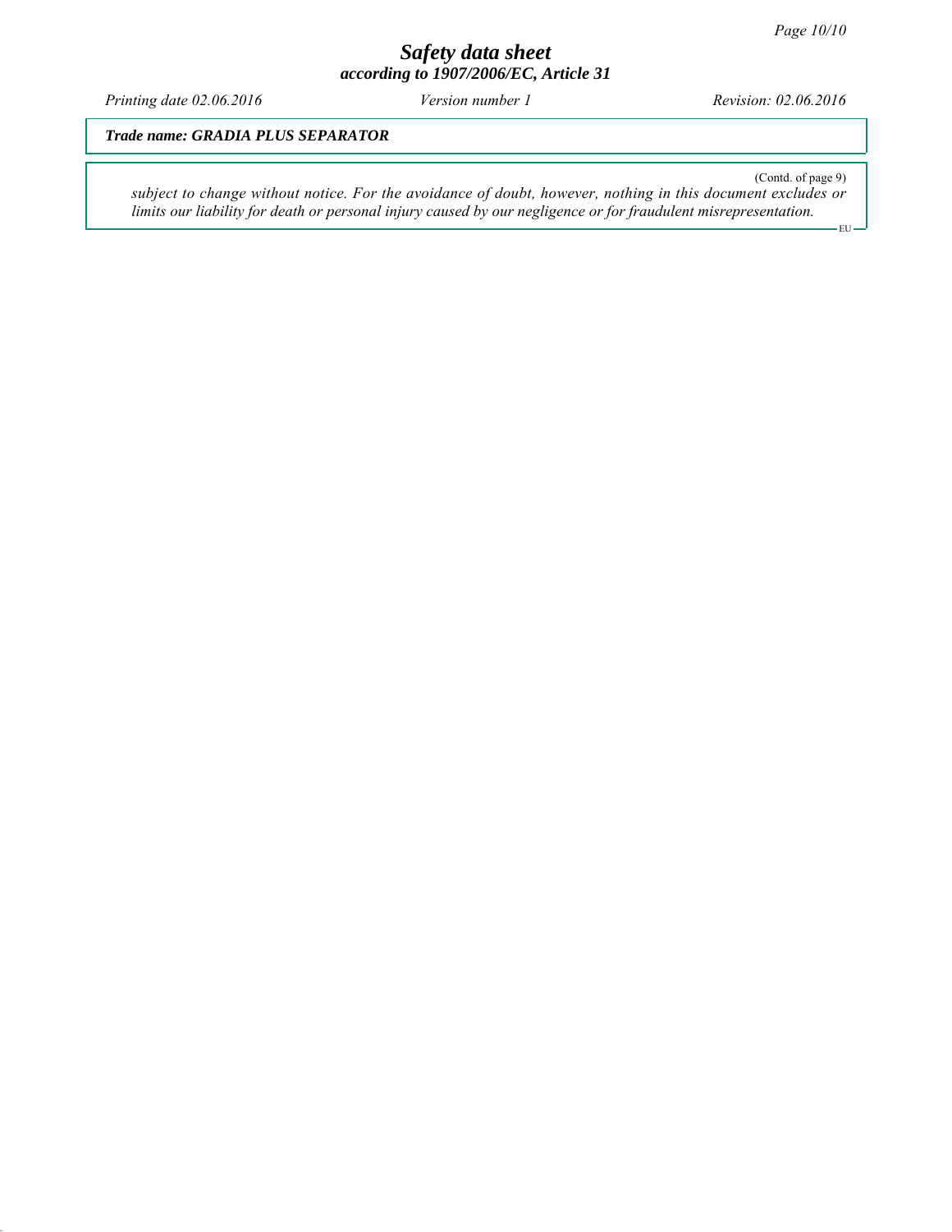*subject to change without notice. For the avoidance of doubt, however, nothing in this document excludes or limits our liability for death or personal injury caused by our negligence or for fraudulent misrepresentation.*